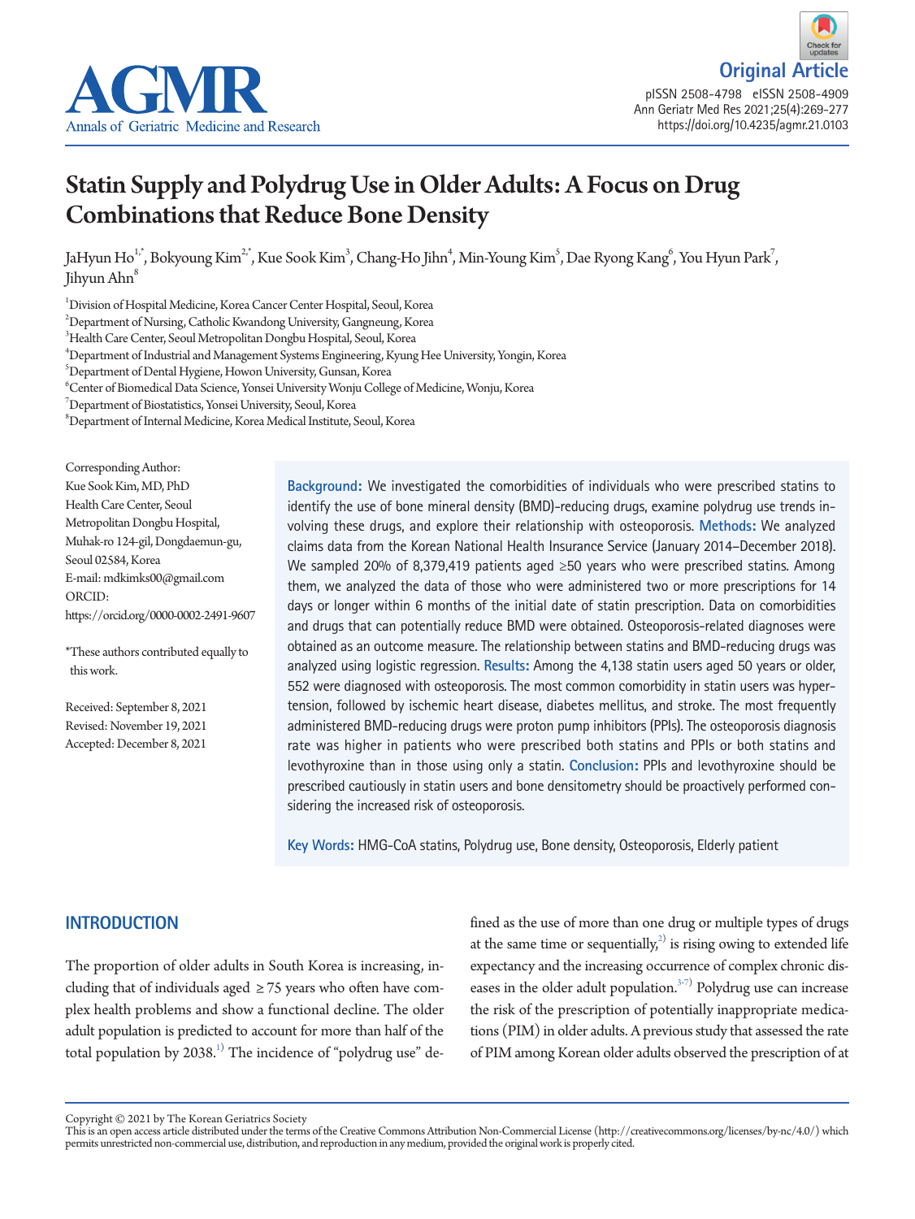Original Article

# Statin Supply and Polydrug Use in Older Adults: A Focus on Drug Combinations that Reduce Bone Density

JaHyun Ho[1,*], Bokyoung Kim[2,*], Kue Sook Kim[3], Chang-Ho Jihn[4], Min-Young Kim[5], Dae Ryong Kang[6], You Hyun Park[7], Jihyun Ahn[8]

[1]Division of Hospital Medicine, Korea Cancer Center Hospital, Seoul, Korea
[2]Department of Nursing, Catholic Kwandong University, Gangneung, Korea
[3]Health Care Center, Seoul Metropolitan Dongbu Hospital, Seoul, Korea
[4]Department of Industrial and Management Systems Engineering, Kyung Hee University, Yongin, Korea
[5]Department of Dental Hygiene, Howon University, Gunsan, Korea
[6]Center of Biomedical Data Science, Yonsei University Wonju College of Medicine, Wonju, Korea
[7]Department of Biostatistics, Yonsei University, Seoul, Korea
[8]Department of Internal Medicine, Korea Medical Institute, Seoul, Korea

Corresponding Author:
Kue Sook Kim, MD, PhD
Health Care Center, Seoul Metropolitan Dongbu Hospital,
Muhak-ro 124-gil, Dongdaemun-gu, Seoul 02584, Korea
E-mail: mdkimks00@gmail.com
ORCID: https://orcid.org/0000-0002-2491-9607

*These authors contributed equally to this work.

Received: September 8, 2021
Revised: November 19, 2021
Accepted: December 8, 2021

**Background:** We investigated the comorbidities of individuals who were prescribed statins to identify the use of bone mineral density (BMD)-reducing drugs, examine polydrug use trends involving these drugs, and explore their relationship with osteoporosis. **Methods:** We analyzed claims data from the Korean National Health Insurance Service (January 2014–December 2018). We sampled 20% of 8,379,419 patients aged ≥50 years who were prescribed statins. Among them, we analyzed the data of those who were administered two or more prescriptions for 14 days or longer within 6 months of the initial date of statin prescription. Data on comorbidities and drugs that can potentially reduce BMD were obtained. Osteoporosis-related diagnoses were obtained as an outcome measure. The relationship between statins and BMD-reducing drugs was analyzed using logistic regression. **Results:** Among the 4,138 statin users aged 50 years or older, 552 were diagnosed with osteoporosis. The most common comorbidity in statin users was hypertension, followed by ischemic heart disease, diabetes mellitus, and stroke. The most frequently administered BMD-reducing drugs were proton pump inhibitors (PPIs). The osteoporosis diagnosis rate was higher in patients who were prescribed both statins and PPIs or both statins and levothyroxine than in those using only a statin. **Conclusion:** PPIs and levothyroxine should be prescribed cautiously in statin users and bone densitometry should be proactively performed considering the increased risk of osteoporosis.

**Key Words:** HMG-CoA statins, Polydrug use, Bone density, Osteoporosis, Elderly patient

## INTRODUCTION

The proportion of older adults in South Korea is increasing, including that of individuals aged ≥75 years who often have complex health problems and show a functional decline. The older adult population is predicted to account for more than half of the total population by 2038.[1] The incidence of "polydrug use" defined as the use of more than one drug or multiple types of drugs at the same time or sequentially,[2] is rising owing to extended life expectancy and the increasing occurrence of complex chronic diseases in the older adult population.[3-7] Polydrug use can increase the risk of the prescription of potentially inappropriate medications (PIM) in older adults. A previous study that assessed the rate of PIM among Korean older adults observed the prescription of at

Copyright © 2021 by The Korean Geriatrics Society
This is an open access article distributed under the terms of the Creative Commons Attribution Non-Commercial License (http://creativecommons.org/licenses/by-nc/4.0/) which permits unrestricted non-commercial use, distribution, and reproduction in any medium, provided the original work is properly cited.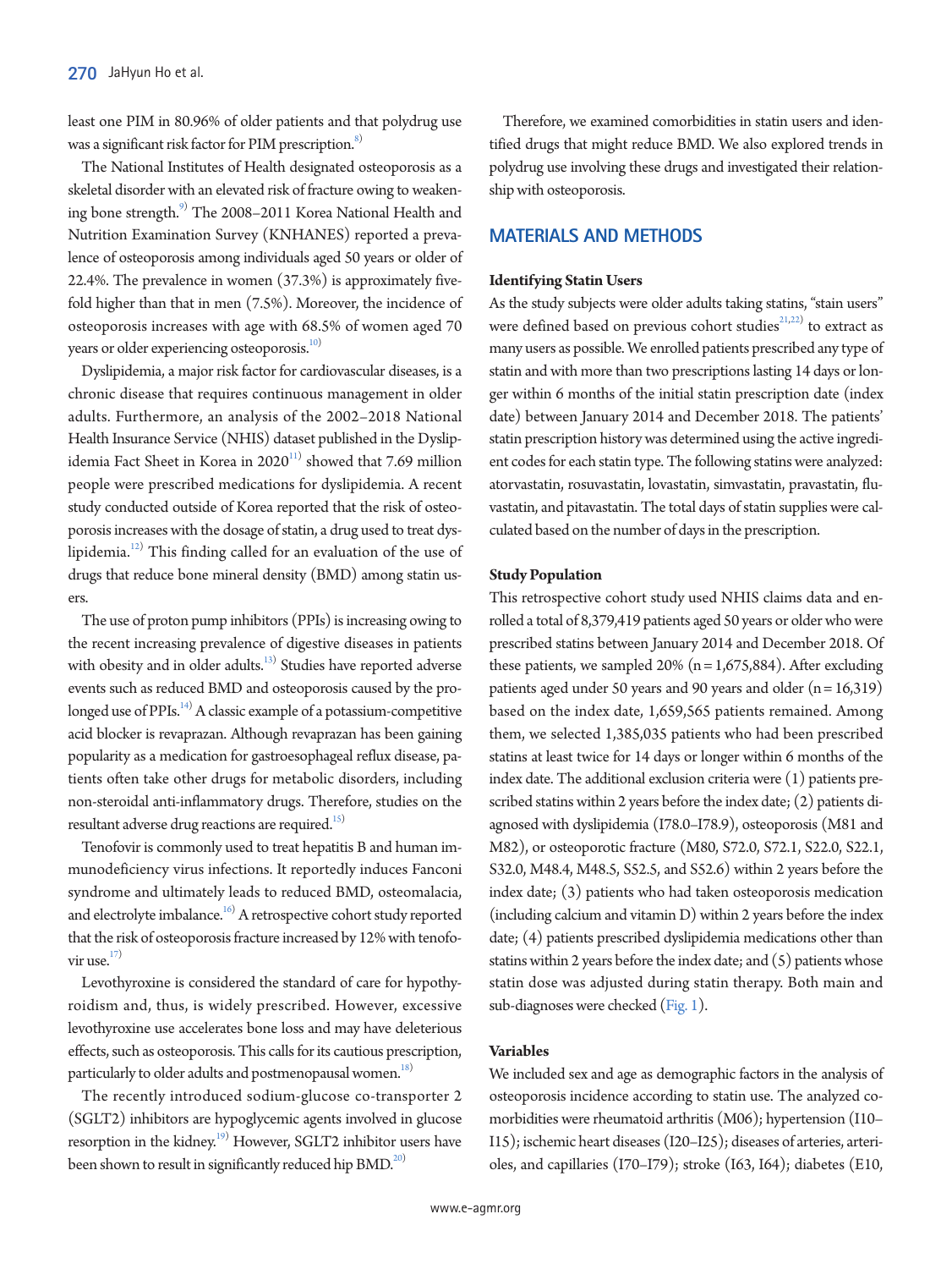least one PIM in 80.96% of older patients and that polydrug use was a significant risk factor for PIM prescription.[8)]

The National Institutes of Health designated osteoporosis as a skeletal disorder with an elevated risk of fracture owing to weakening bone strength.[9)] The 2008–2011 Korea National Health and Nutrition Examination Survey (KNHANES) reported a prevalence of osteoporosis among individuals aged 50 years or older of 22.4%. The prevalence in women (37.3%) is approximately fivefold higher than that in men (7.5%). Moreover, the incidence of osteoporosis increases with age with 68.5% of women aged 70 years or older experiencing osteoporosis.[10)]

Dyslipidemia, a major risk factor for cardiovascular diseases, is a chronic disease that requires continuous management in older adults. Furthermore, an analysis of the 2002–2018 National Health Insurance Service (NHIS) dataset published in the Dyslipidemia Fact Sheet in Korea in 2020[11)] showed that 7.69 million people were prescribed medications for dyslipidemia. A recent study conducted outside of Korea reported that the risk of osteoporosis increases with the dosage of statin, a drug used to treat dyslipidemia.[12)] This finding called for an evaluation of the use of drugs that reduce bone mineral density (BMD) among statin users.

The use of proton pump inhibitors (PPIs) is increasing owing to the recent increasing prevalence of digestive diseases in patients with obesity and in older adults.[13)] Studies have reported adverse events such as reduced BMD and osteoporosis caused by the prolonged use of PPIs.[14)] A classic example of a potassium-competitive acid blocker is revaprazan. Although revaprazan has been gaining popularity as a medication for gastroesophageal reflux disease, patients often take other drugs for metabolic disorders, including non-steroidal anti-inflammatory drugs. Therefore, studies on the resultant adverse drug reactions are required.[15)]

Tenofovir is commonly used to treat hepatitis B and human immunodeficiency virus infections. It reportedly induces Fanconi syndrome and ultimately leads to reduced BMD, osteomalacia, and electrolyte imbalance.[16)] A retrospective cohort study reported that the risk of osteoporosis fracture increased by 12% with tenofovir use.[17)]

Levothyroxine is considered the standard of care for hypothyroidism and, thus, is widely prescribed. However, excessive levothyroxine use accelerates bone loss and may have deleterious effects, such as osteoporosis. This calls for its cautious prescription, particularly to older adults and postmenopausal women.[18)]

The recently introduced sodium-glucose co-transporter 2 (SGLT2) inhibitors are hypoglycemic agents involved in glucose resorption in the kidney.[19)] However, SGLT2 inhibitor users have been shown to result in significantly reduced hip BMD.[20)]

Therefore, we examined comorbidities in statin users and identified drugs that might reduce BMD. We also explored trends in polydrug use involving these drugs and investigated their relationship with osteoporosis.

## MATERIALS AND METHODS

### Identifying Statin Users

As the study subjects were older adults taking statins, "stain users" were defined based on previous cohort studies[21,22)] to extract as many users as possible. We enrolled patients prescribed any type of statin and with more than two prescriptions lasting 14 days or longer within 6 months of the initial statin prescription date (index date) between January 2014 and December 2018. The patients' statin prescription history was determined using the active ingredient codes for each statin type. The following statins were analyzed: atorvastatin, rosuvastatin, lovastatin, simvastatin, pravastatin, fluvastatin, and pitavastatin. The total days of statin supplies were calculated based on the number of days in the prescription.

### Study Population

This retrospective cohort study used NHIS claims data and enrolled a total of 8,379,419 patients aged 50 years or older who were prescribed statins between January 2014 and December 2018. Of these patients, we sampled 20% (n = 1,675,884). After excluding patients aged under 50 years and 90 years and older (n = 16,319) based on the index date, 1,659,565 patients remained. Among them, we selected 1,385,035 patients who had been prescribed statins at least twice for 14 days or longer within 6 months of the index date. The additional exclusion criteria were (1) patients prescribed statins within 2 years before the index date; (2) patients diagnosed with dyslipidemia (I78.0–I78.9), osteoporosis (M81 and M82), or osteoporotic fracture (M80, S72.0, S72.1, S22.0, S22.1, S32.0, M48.4, M48.5, S52.5, and S52.6) within 2 years before the index date; (3) patients who had taken osteoporosis medication (including calcium and vitamin D) within 2 years before the index date; (4) patients prescribed dyslipidemia medications other than statins within 2 years before the index date; and (5) patients whose statin dose was adjusted during statin therapy. Both main and sub-diagnoses were checked (Fig. 1).

### Variables

We included sex and age as demographic factors in the analysis of osteoporosis incidence according to statin use. The analyzed comorbidities were rheumatoid arthritis (M06); hypertension (I10–I15); ischemic heart diseases (I20–I25); diseases of arteries, arterioles, and capillaries (I70–I79); stroke (I63, I64); diabetes (E10,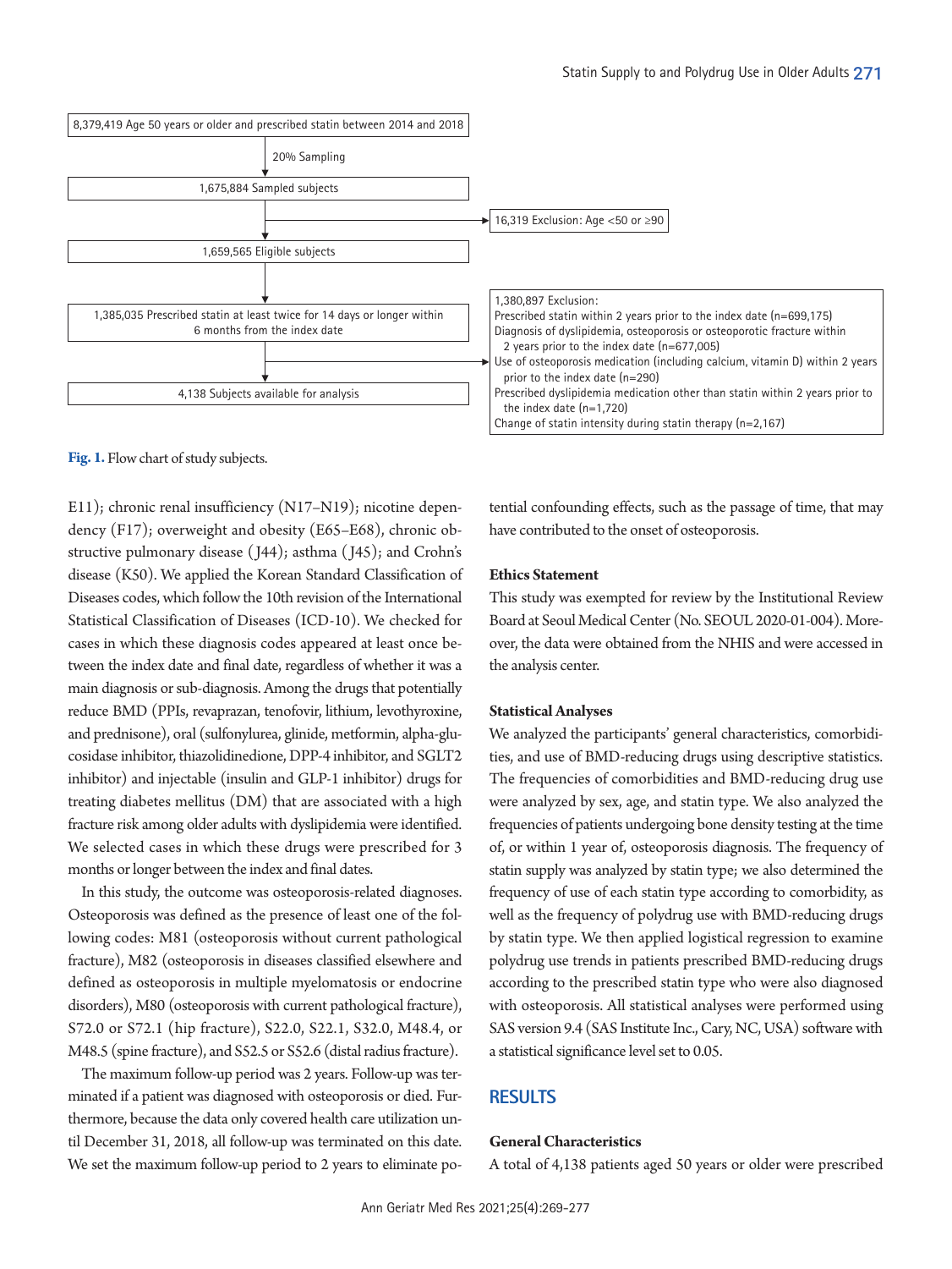8,379,419 Age 50 years or older and prescribed statin between 2014 and 2018

↓ 20% Sampling

1,675,884 Sampled subjects

→ 16,319 Exclusion: Age <50 or ≥90

1,659,565 Eligible subjects

↓

1,385,035 Prescribed statin at least twice for 14 days or longer within 6 months from the index date

→ 1,380,897 Exclusion:
Prescribed statin within 2 years prior to the index date (n=699,175)
Diagnosis of dyslipidemia, osteoporosis or osteoporotic fracture within 2 years prior to the index date (n=677,005)
Use of osteoporosis medication (including calcium, vitamin D) within 2 years prior to the index date (n=290)
Prescribed dyslipidemia medication other than statin within 2 years prior to the index date (n=1,720)
Change of statin intensity during statin therapy (n=2,167)

4,138 Subjects available for analysis

**Fig. 1.** Flow chart of study subjects.

E11); chronic renal insufficiency (N17–N19); nicotine dependency (F17); overweight and obesity (E65–E68), chronic obstructive pulmonary disease (J44); asthma (J45); and Crohn's disease (K50). We applied the Korean Standard Classification of Diseases codes, which follow the 10th revision of the International Statistical Classification of Diseases (ICD-10). We checked for cases in which these diagnosis codes appeared at least once between the index date and final date, regardless of whether it was a main diagnosis or sub-diagnosis. Among the drugs that potentially reduce BMD (PPIs, revaprazan, tenofovir, lithium, levothyroxine, and prednisone), oral (sulfonylurea, glinide, metformin, alpha-glucosidase inhibitor, thiazolidinedione, DPP-4 inhibitor, and SGLT2 inhibitor) and injectable (insulin and GLP-1 inhibitor) drugs for treating diabetes mellitus (DM) that are associated with a high fracture risk among older adults with dyslipidemia were identified. We selected cases in which these drugs were prescribed for 3 months or longer between the index and final dates.

In this study, the outcome was osteoporosis-related diagnoses. Osteoporosis was defined as the presence of least one of the following codes: M81 (osteoporosis without current pathological fracture), M82 (osteoporosis in diseases classified elsewhere and defined as osteoporosis in multiple myelomatosis or endocrine disorders), M80 (osteoporosis with current pathological fracture), S72.0 or S72.1 (hip fracture), S22.0, S22.1, S32.0, M48.4, or M48.5 (spine fracture), and S52.5 or S52.6 (distal radius fracture).

The maximum follow-up period was 2 years. Follow-up was terminated if a patient was diagnosed with osteoporosis or died. Furthermore, because the data only covered health care utilization until December 31, 2018, all follow-up was terminated on this date. We set the maximum follow-up period to 2 years to eliminate potential confounding effects, such as the passage of time, that may have contributed to the onset of osteoporosis.

### Ethics Statement

This study was exempted for review by the Institutional Review Board at Seoul Medical Center (No. SEOUL 2020-01-004). Moreover, the data were obtained from the NHIS and were accessed in the analysis center.

### Statistical Analyses

We analyzed the participants' general characteristics, comorbidities, and use of BMD-reducing drugs using descriptive statistics. The frequencies of comorbidities and BMD-reducing drug use were analyzed by sex, age, and statin type. We also analyzed the frequencies of patients undergoing bone density testing at the time of, or within 1 year of, osteoporosis diagnosis. The frequency of statin supply was analyzed by statin type; we also determined the frequency of use of each statin type according to comorbidity, as well as the frequency of polydrug use with BMD-reducing drugs by statin type. We then applied logistical regression to examine polydrug use trends in patients prescribed BMD-reducing drugs according to the prescribed statin type who were also diagnosed with osteoporosis. All statistical analyses were performed using SAS version 9.4 (SAS Institute Inc., Cary, NC, USA) software with a statistical significance level set to 0.05.

## RESULTS

### General Characteristics

A total of 4,138 patients aged 50 years or older were prescribed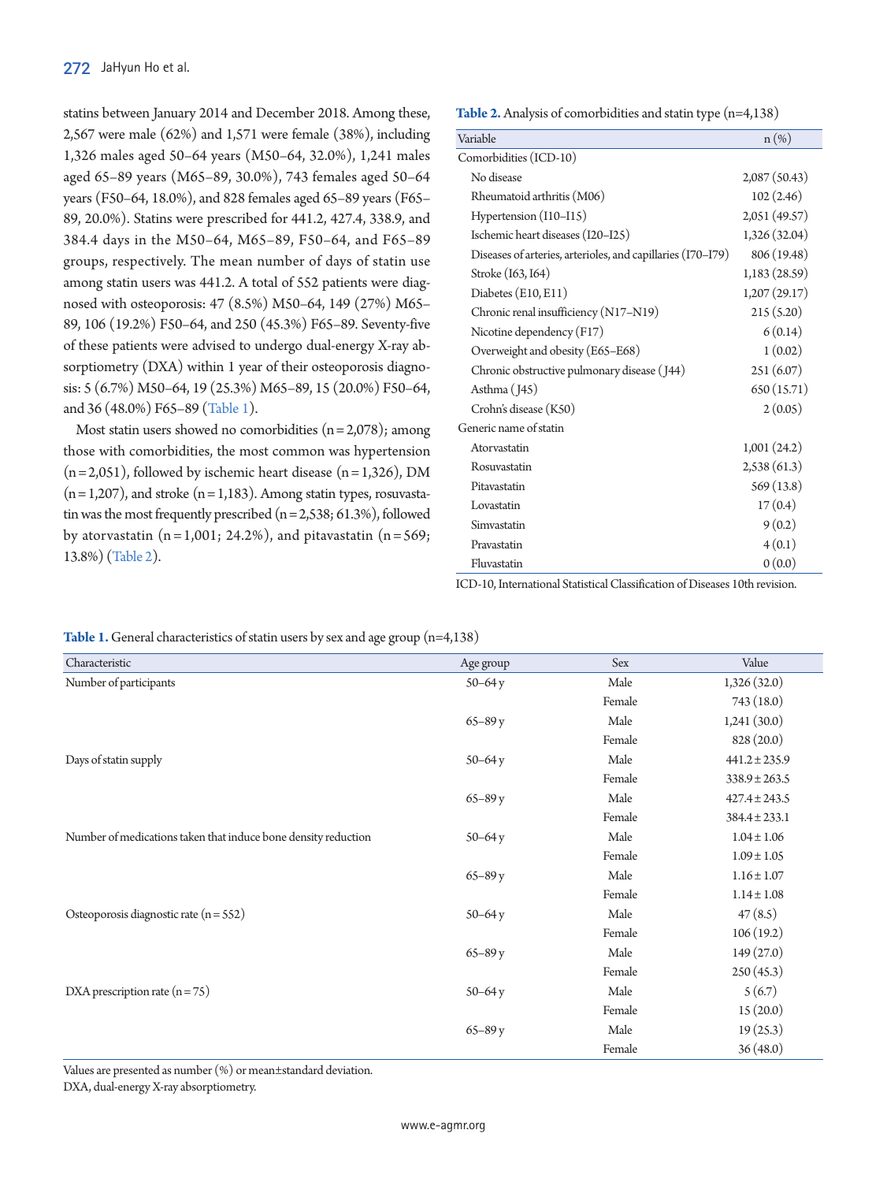statins between January 2014 and December 2018. Among these, 2,567 were male (62%) and 1,571 were female (38%), including 1,326 males aged 50–64 years (M50–64, 32.0%), 1,241 males aged 65–89 years (M65–89, 30.0%), 743 females aged 50–64 years (F50–64, 18.0%), and 828 females aged 65–89 years (F65–89, 20.0%). Statins were prescribed for 441.2, 427.4, 338.9, and 384.4 days in the M50–64, M65–89, F50–64, and F65–89 groups, respectively. The mean number of days of statin use among statin users was 441.2. A total of 552 patients were diagnosed with osteoporosis: 47 (8.5%) M50–64, 149 (27%) M65–89, 106 (19.2%) F50–64, and 250 (45.3%) F65–89. Seventy-five of these patients were advised to undergo dual-energy X-ray absorptiometry (DXA) within 1 year of their osteoporosis diagnosis: 5 (6.7%) M50–64, 19 (25.3%) M65–89, 15 (20.0%) F50–64, and 36 (48.0%) F65–89 (Table 1).

Most statin users showed no comorbidities (n = 2,078); among those with comorbidities, the most common was hypertension (n = 2,051), followed by ischemic heart disease (n = 1,326), DM (n = 1,207), and stroke (n = 1,183). Among statin types, rosuvastatin was the most frequently prescribed (n = 2,538; 61.3%), followed by atorvastatin (n = 1,001; 24.2%), and pitavastatin (n = 569; 13.8%) (Table 2).

**Table 2.** Analysis of comorbidities and statin type (n=4,138)

| Variable | n (%) |
|---|---|
| Comorbidities (ICD-10) | |
| No disease | 2,087 (50.43) |
| Rheumatoid arthritis (M06) | 102 (2.46) |
| Hypertension (I10–I15) | 2,051 (49.57) |
| Ischemic heart diseases (I20–I25) | 1,326 (32.04) |
| Diseases of arteries, arterioles, and capillaries (I70–I79) | 806 (19.48) |
| Stroke (I63, I64) | 1,183 (28.59) |
| Diabetes (E10, E11) | 1,207 (29.17) |
| Chronic renal insufficiency (N17–N19) | 215 (5.20) |
| Nicotine dependency (F17) | 6 (0.14) |
| Overweight and obesity (E65–E68) | 1 (0.02) |
| Chronic obstructive pulmonary disease (J44) | 251 (6.07) |
| Asthma (J45) | 650 (15.71) |
| Crohn's disease (K50) | 2 (0.05) |
| Generic name of statin | |
| Atorvastatin | 1,001 (24.2) |
| Rosuvastatin | 2,538 (61.3) |
| Pitavastatin | 569 (13.8) |
| Lovastatin | 17 (0.4) |
| Simvastatin | 9 (0.2) |
| Pravastatin | 4 (0.1) |
| Fluvastatin | 0 (0.0) |

ICD-10, International Statistical Classification of Diseases 10th revision.

**Table 1.** General characteristics of statin users by sex and age group (n=4,138)

| Characteristic | Age group | Sex | Value |
|---|---|---|---|
| Number of participants | 50–64 y | Male | 1,326 (32.0) |
| | | Female | 743 (18.0) |
| | 65–89 y | Male | 1,241 (30.0) |
| | | Female | 828 (20.0) |
| Days of statin supply | 50–64 y | Male | 441.2 ± 235.9 |
| | | Female | 338.9 ± 263.5 |
| | 65–89 y | Male | 427.4 ± 243.5 |
| | | Female | 384.4 ± 233.1 |
| Number of medications taken that induce bone density reduction | 50–64 y | Male | 1.04 ± 1.06 |
| | | Female | 1.09 ± 1.05 |
| | 65–89 y | Male | 1.16 ± 1.07 |
| | | Female | 1.14 ± 1.08 |
| Osteoporosis diagnostic rate (n = 552) | 50–64 y | Male | 47 (8.5) |
| | | Female | 106 (19.2) |
| | 65–89 y | Male | 149 (27.0) |
| | | Female | 250 (45.3) |
| DXA prescription rate (n = 75) | 50–64 y | Male | 5 (6.7) |
| | | Female | 15 (20.0) |
| | 65–89 y | Male | 19 (25.3) |
| | | Female | 36 (48.0) |

Values are presented as number (%) or mean±standard deviation.
DXA, dual-energy X-ray absorptiometry.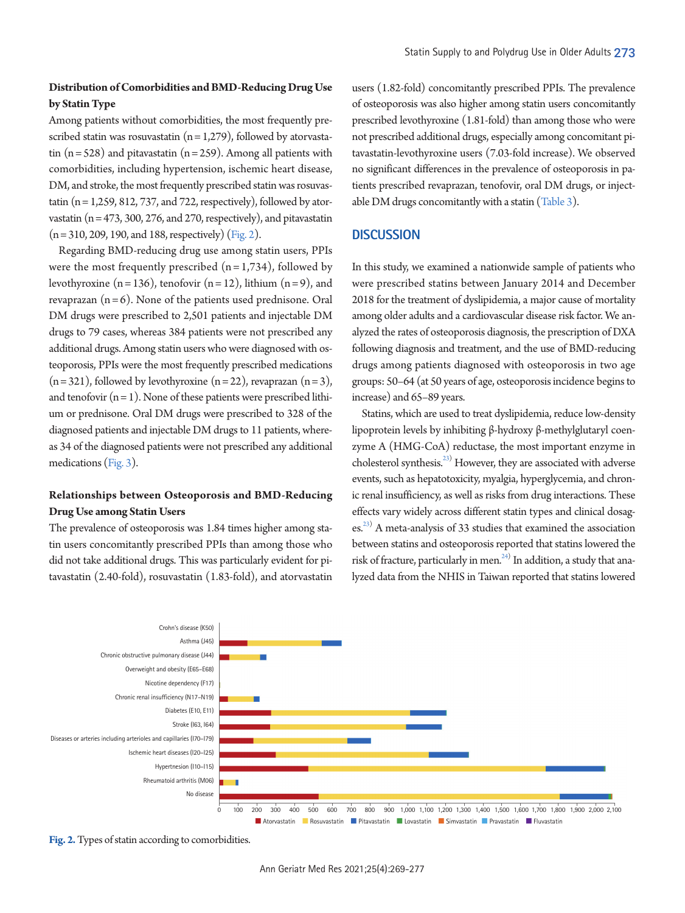### Distribution of Comorbidities and BMD-Reducing Drug Use by Statin Type

Among patients without comorbidities, the most frequently prescribed statin was rosuvastatin (n=1,279), followed by atorvastatin (n=528) and pitavastatin (n=259). Among all patients with comorbidities, including hypertension, ischemic heart disease, DM, and stroke, the most frequently prescribed statin was rosuvastatin (n=1,259, 812, 737, and 722, respectively), followed by atorvastatin (n=473, 300, 276, and 270, respectively), and pitavastatin (n=310, 209, 190, and 188, respectively) (Fig. 2).

Regarding BMD-reducing drug use among statin users, PPIs were the most frequently prescribed (n=1,734), followed by levothyroxine (n=136), tenofovir (n=12), lithium (n=9), and revaprazan (n=6). None of the patients used prednisone. Oral DM drugs were prescribed to 2,501 patients and injectable DM drugs to 79 cases, whereas 384 patients were not prescribed any additional drugs. Among statin users who were diagnosed with osteoporosis, PPIs were the most frequently prescribed medications (n=321), followed by levothyroxine (n=22), revaprazan (n=3), and tenofovir (n=1). None of these patients were prescribed lithium or prednisone. Oral DM drugs were prescribed to 328 of the diagnosed patients and injectable DM drugs to 11 patients, whereas 34 of the diagnosed patients were not prescribed any additional medications (Fig. 3).

### Relationships between Osteoporosis and BMD-Reducing Drug Use among Statin Users

The prevalence of osteoporosis was 1.84 times higher among statin users concomitantly prescribed PPIs than among those who did not take additional drugs. This was particularly evident for pitavastatin (2.40-fold), rosuvastatin (1.83-fold), and atorvastatin users (1.82-fold) concomitantly prescribed PPIs. The prevalence of osteoporosis was also higher among statin users concomitantly prescribed levothyroxine (1.81-fold) than among those who were not prescribed additional drugs, especially among concomitant pitavastatin-levothyroxine users (7.03-fold increase). We observed no significant differences in the prevalence of osteoporosis in patients prescribed revaprazan, tenofovir, oral DM drugs, or injectable DM drugs concomitantly with a statin (Table 3).

## DISCUSSION

In this study, we examined a nationwide sample of patients who were prescribed statins between January 2014 and December 2018 for the treatment of dyslipidemia, a major cause of mortality among older adults and a cardiovascular disease risk factor. We analyzed the rates of osteoporosis diagnosis, the prescription of DXA following diagnosis and treatment, and the use of BMD-reducing drugs among patients diagnosed with osteoporosis in two age groups: 50–64 (at 50 years of age, osteoporosis incidence begins to increase) and 65–89 years.

Statins, which are used to treat dyslipidemia, reduce low-density lipoprotein levels by inhibiting β-hydroxy β-methylglutaryl coenzyme A (HMG-CoA) reductase, the most important enzyme in cholesterol synthesis.[23] However, they are associated with adverse events, such as hepatotoxicity, myalgia, hyperglycemia, and chronic renal insufficiency, as well as risks from drug interactions. These effects vary widely across different statin types and clinical dosages.[23] A meta-analysis of 33 studies that examined the association between statins and osteoporosis reported that statins lowered the risk of fracture, particularly in men.[24] In addition, a study that analyzed data from the NHIS in Taiwan reported that statins lowered

Fig. 2. Types of statin according to comorbidities.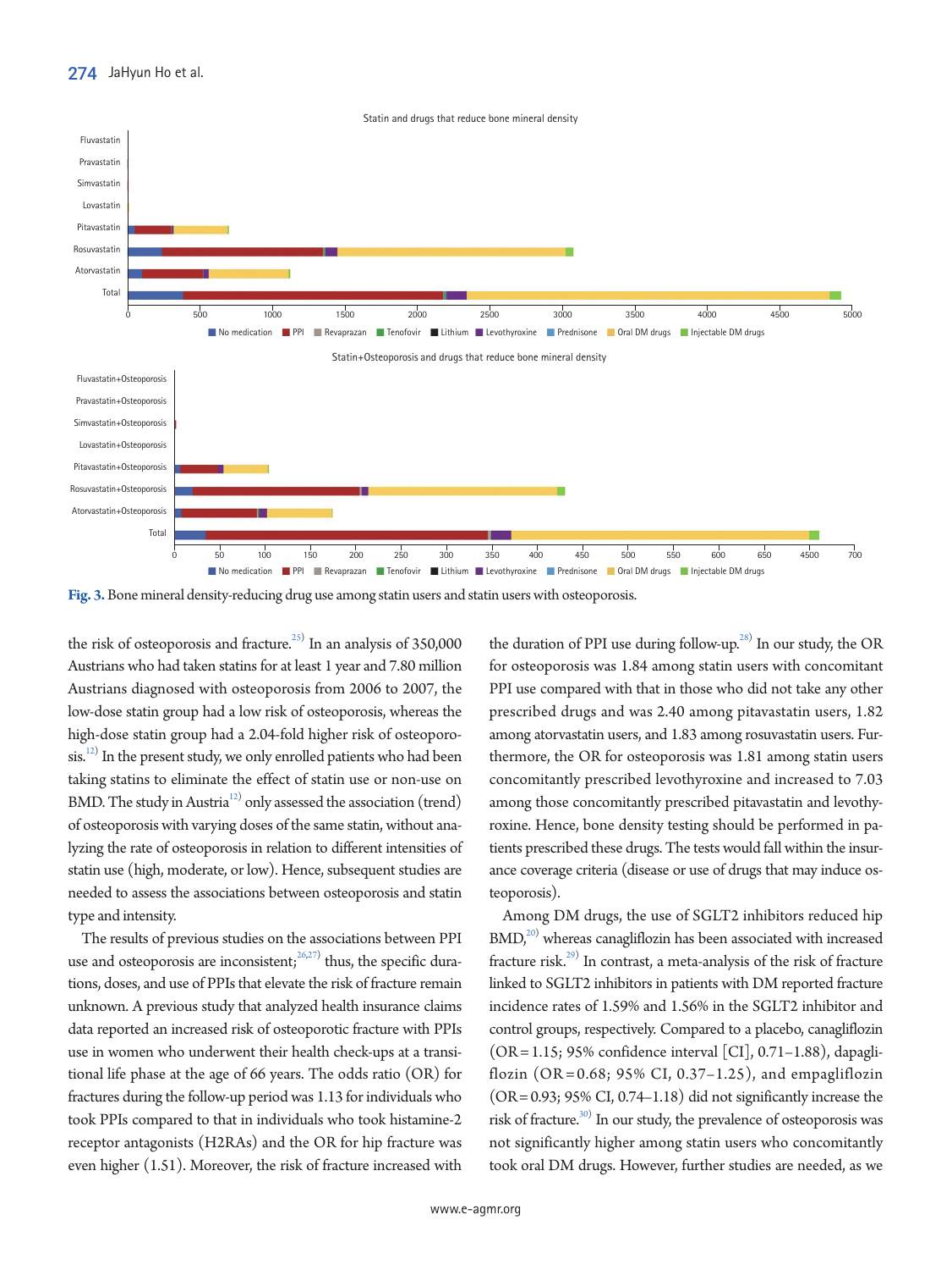Fig. 3. Bone mineral density-reducing drug use among statin users and statin users with osteoporosis.

the risk of osteoporosis and fracture.[25] In an analysis of 350,000 Austrians who had taken statins for at least 1 year and 7.80 million Austrians diagnosed with osteoporosis from 2006 to 2007, the low-dose statin group had a low risk of osteoporosis, whereas the high-dose statin group had a 2.04-fold higher risk of osteoporosis.[12] In the present study, we only enrolled patients who had been taking statins to eliminate the effect of statin use or non-use on BMD. The study in Austria[12] only assessed the association (trend) of osteoporosis with varying doses of the same statin, without analyzing the rate of osteoporosis in relation to different intensities of statin use (high, moderate, or low). Hence, subsequent studies are needed to assess the associations between osteoporosis and statin type and intensity.

The results of previous studies on the associations between PPI use and osteoporosis are inconsistent;[26,27] thus, the specific durations, doses, and use of PPIs that elevate the risk of fracture remain unknown. A previous study that analyzed health insurance claims data reported an increased risk of osteoporotic fracture with PPIs use in women who underwent their health check-ups at a transitional life phase at the age of 66 years. The odds ratio (OR) for fractures during the follow-up period was 1.13 for individuals who took PPIs compared to that in individuals who took histamine-2 receptor antagonists (H2RAs) and the OR for hip fracture was even higher (1.51). Moreover, the risk of fracture increased with the duration of PPI use during follow-up.[28] In our study, the OR for osteoporosis was 1.84 among statin users with concomitant PPI use compared with that in those who did not take any other prescribed drugs and was 2.40 among pitavastatin users, 1.82 among atorvastatin users, and 1.83 among rosuvastatin users. Furthermore, the OR for osteoporosis was 1.81 among statin users concomitantly prescribed levothyroxine and increased to 7.03 among those concomitantly prescribed pitavastatin and levothyroxine. Hence, bone density testing should be performed in patients prescribed these drugs. The tests would fall within the insurance coverage criteria (disease or use of drugs that may induce osteoporosis).

Among DM drugs, the use of SGLT2 inhibitors reduced hip BMD,[20] whereas canagliflozin has been associated with increased fracture risk.[29] In contrast, a meta-analysis of the risk of fracture linked to SGLT2 inhibitors in patients with DM reported fracture incidence rates of 1.59% and 1.56% in the SGLT2 inhibitor and control groups, respectively. Compared to a placebo, canagliflozin (OR = 1.15; 95% confidence interval [CI], 0.71–1.88), dapagliflozin (OR = 0.68; 95% CI, 0.37–1.25), and empagliflozin (OR = 0.93; 95% CI, 0.74–1.18) did not significantly increase the risk of fracture.[30] In our study, the prevalence of osteoporosis was not significantly higher among statin users who concomitantly took oral DM drugs. However, further studies are needed, as we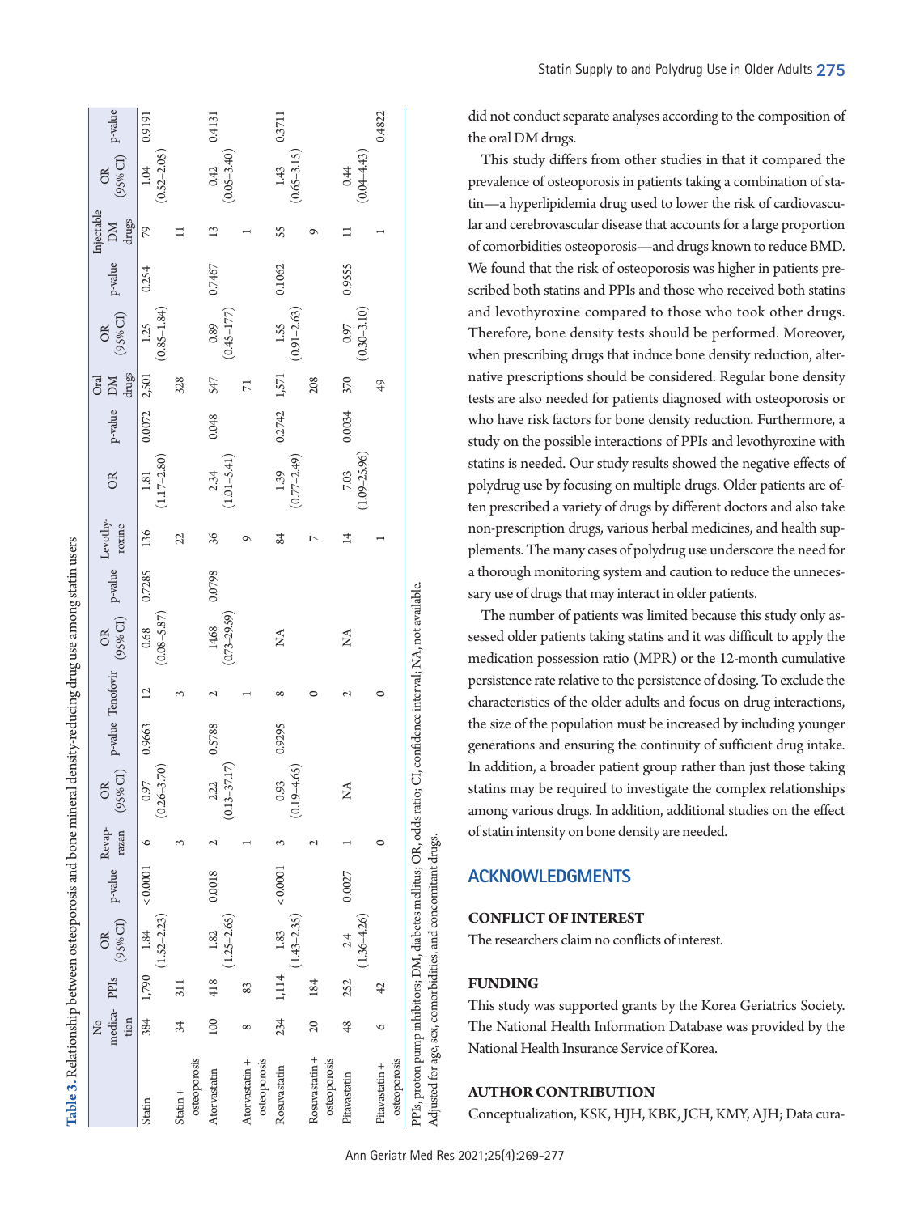**Table 3.** Relationship between osteoporosis and bone mineral density-reducing drug use among statin users

| | No medication | PPIs | OR (95% CI) | p-value | Revaprazan | OR (95% CI) | p-value | Tenofovir | OR (95% CI) | p-value | Levothyroxine | OR | p-value | Oral DM drugs | OR (95% CI) | p-value | Injectable DM drugs | OR (95% CI) | p-value |
|---|---|---|---|---|---|---|---|---|---|---|---|---|---|---|---|---|---|---|---|
| Statin | 384 | 1,790 | 1.84 (1.52–2.23) | < 0.0001 | 6 | 0.97 (0.26–3.70) | 0.9663 | 12 | 0.68 (0.08–5.87) | 0.7285 | 136 | 1.81 (1.17–2.80) | 0.0072 | 2,501 | 1.25 (0.85–1.84) | 0.254 | 79 | 1.04 (0.52–2.05) | 0.9191 |
| Statin + osteoporosis | 34 | 311 | | | 3 | | | 3 | | | 22 | | | 328 | | | 11 | | |
| Atorvastatin | 100 | 418 | 1.82 (1.25–2.65) | 0.0018 | 2 | 2.22 (0.13–37.17) | 0.5788 | 2 | 1468 (0.73–29.59) | 0.0798 | 36 | 2.34 (1.01–5.41) | 0.048 | 547 | 0.89 (0.45–177) | 0.7467 | 13 | 0.42 (0.05–3.40) | 0.4131 |
| Atorvastatin + osteoporosis | 8 | 83 | | | 1 | | | 1 | | | 9 | | | 71 | | | 1 | | |
| Rosuvastatin | 234 | 1,114 | 1.83 (1.43–2.35) | < 0.0001 | 3 | 0.93 (0.19–4.65) | 0.9295 | 8 | NA | | 84 | 1.39 (0.77–2.49) | 0.2742 | 1,571 | 1.55 (0.91–2.63) | 0.1062 | 55 | 1.43 (0.65–3.15) | 0.3711 |
| Rosuvastatin + osteoporosis | 20 | 184 | | | 2 | | | 0 | | | 7 | | | 208 | | | 9 | | |
| Pitavastatin | 48 | 252 | 2.4 (1.36–4.26) | 0.0027 | 1 | NA | | 2 | NA | | 14 | 7.03 (1.09–25.96) | 0.0034 | 370 | 0.97 (0.30–3.10) | 0.9555 | 11 | 0.44 (0.04–4.43) | |
| Pitavastatin + osteoporosis | 6 | 42 | | | 0 | | | 0 | | | 1 | | | 49 | | | 1 | | 0.4822 |

PPIs, proton pump inhibitors; DM, diabetes mellitus; OR, odds ratio; CI, confidence interval; NA, not available.
Adjusted for age, sex, comorbidities, and concomitant drugs.

did not conduct separate analyses according to the composition of the oral DM drugs.

This study differs from other studies in that it compared the prevalence of osteoporosis in patients taking a combination of statin—a hyperlipidemia drug used to lower the risk of cardiovascular and cerebrovascular disease that accounts for a large proportion of comorbidities osteoporosis—and drugs known to reduce BMD. We found that the risk of osteoporosis was higher in patients prescribed both statins and PPIs and those who received both statins and levothyroxine compared to those who took other drugs. Therefore, bone density tests should be performed. Moreover, when prescribing drugs that induce bone density reduction, alternative prescriptions should be considered. Regular bone density tests are also needed for patients diagnosed with osteoporosis or who have risk factors for bone density reduction. Furthermore, a study on the possible interactions of PPIs and levothyroxine with statins is needed. Our study results showed the negative effects of polydrug use by focusing on multiple drugs. Older patients are often prescribed a variety of drugs by different doctors and also take non-prescription drugs, various herbal medicines, and health supplements. The many cases of polydrug use underscore the need for a thorough monitoring system and caution to reduce the unnecessary use of drugs that may interact in older patients.

The number of patients was limited because this study only assessed older patients taking statins and it was difficult to apply the medication possession ratio (MPR) or the 12-month cumulative persistence rate relative to the persistence of dosing. To exclude the characteristics of the older adults and focus on drug interactions, the size of the population must be increased by including younger generations and ensuring the continuity of sufficient drug intake. In addition, a broader patient group rather than just those taking statins may be required to investigate the complex relationships among various drugs. In addition, additional studies on the effect of statin intensity on bone density are needed.

## ACKNOWLEDGMENTS

### CONFLICT OF INTEREST

The researchers claim no conflicts of interest.

### FUNDING

This study was supported grants by the Korea Geriatrics Society. The National Health Information Database was provided by the National Health Insurance Service of Korea.

### AUTHOR CONTRIBUTION

Conceptualization, KSK, HJH, KBK, JCH, KMY, AJH; Data cura-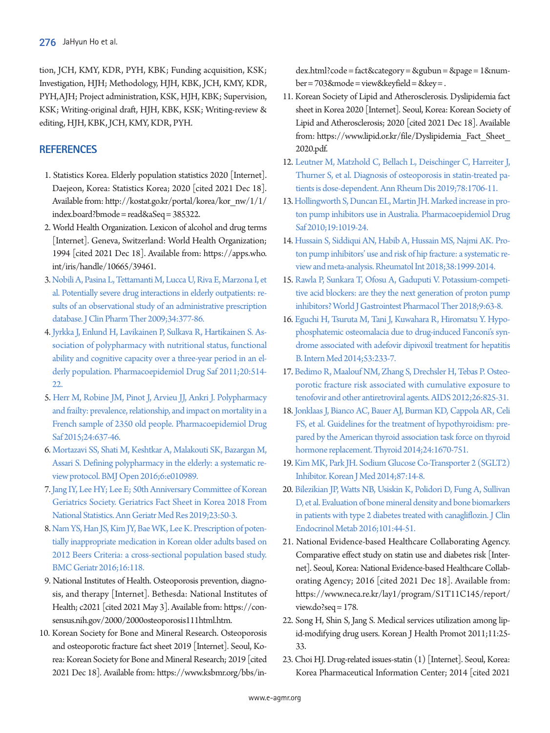tion, JCH, KMY, KDR, PYH, KBK; Funding acquisition, KSK; Investigation, HJH; Methodology, HJH, KBK, JCH, KMY, KDR, PYH,AJH; Project administration, KSK, HJH, KBK; Supervision, KSK; Writing-original draft, HJH, KBK, KSK; Writing-review & editing, HJH, KBK, JCH, KMY, KDR, PYH.

## REFERENCES

1. Statistics Korea. Elderly population statistics 2020 [Internet]. Daejeon, Korea: Statistics Korea; 2020 [cited 2021 Dec 18]. Available from: http://kostat.go.kr/portal/korea/kor_nw/1/1/index.board?bmode=read&aSeq=385322.
2. World Health Organization. Lexicon of alcohol and drug terms [Internet]. Geneva, Switzerland: World Health Organization; 1994 [cited 2021 Dec 18]. Available from: https://apps.who.int/iris/handle/10665/39461.
3. Nobili A, Pasina L, Tettamanti M, Lucca U, Riva E, Marzona I, et al. Potentially severe drug interactions in elderly outpatients: results of an observational study of an administrative prescription database. J Clin Pharm Ther 2009;34:377-86.
4. Jyrkka J, Enlund H, Lavikainen P, Sulkava R, Hartikainen S. Association of polypharmacy with nutritional status, functional ability and cognitive capacity over a three-year period in an elderly population. Pharmacoepidemiol Drug Saf 2011;20:514-22.
5. Herr M, Robine JM, Pinot J, Arvieu JJ, Ankri J. Polypharmacy and frailty: prevalence, relationship, and impact on mortality in a French sample of 2350 old people. Pharmacoepidemiol Drug Saf 2015;24:637-46.
6. Mortazavi SS, Shati M, Keshtkar A, Malakouti SK, Bazargan M, Assari S. Defining polypharmacy in the elderly: a systematic review protocol. BMJ Open 2016;6:e010989.
7. Jang IY, Lee HY; Lee E; 50th Anniversary Committee of Korean Geriatrics Society. Geriatrics Fact Sheet in Korea 2018 From National Statistics. Ann Geriatr Med Res 2019;23:50-3.
8. Nam YS, Han JS, Kim JY, Bae WK, Lee K. Prescription of potentially inappropriate medication in Korean older adults based on 2012 Beers Criteria: a cross-sectional population based study. BMC Geriatr 2016;16:118.
9. National Institutes of Health. Osteoporosis prevention, diagnosis, and therapy [Internet]. Bethesda: National Institutes of Health; c2021 [cited 2021 May 3]. Available from: https://consensus.nih.gov/2000/2000osteoporosis111html.htm.
10. Korean Society for Bone and Mineral Research. Osteoporosis and osteoporotic fracture fact sheet 2019 [Internet]. Seoul, Korea: Korean Society for Bone and Mineral Research; 2019 [cited 2021 Dec 18]. Available from: https://www.ksbmr.org/bbs/index.html?code=fact&category=&gubun=&page=1&number=703&mode=view&keyfield=&key=.
11. Korean Society of Lipid and Atherosclerosis. Dyslipidemia fact sheet in Korea 2020 [Internet]. Seoul, Korea: Korean Society of Lipid and Atherosclerosis; 2020 [cited 2021 Dec 18]. Available from: https://www.lipid.or.kr/file/Dyslipidemia_Fact_Sheet_2020.pdf.
12. Leutner M, Matzhold C, Bellach L, Deischinger C, Harreiter J, Thurner S, et al. Diagnosis of osteoporosis in statin-treated patients is dose-dependent. Ann Rheum Dis 2019;78:1706-11.
13. Hollingworth S, Duncan EL, Martin JH. Marked increase in proton pump inhibitors use in Australia. Pharmacoepidemiol Drug Saf 2010;19:1019-24.
14. Hussain S, Siddiqui AN, Habib A, Hussain MS, Najmi AK. Proton pump inhibitors' use and risk of hip fracture: a systematic review and meta-analysis. Rheumatol Int 2018;38:1999-2014.
15. Rawla P, Sunkara T, Ofosu A, Gaduputi V. Potassium-competitive acid blockers: are they the next generation of proton pump inhibitors? World J Gastrointest Pharmacol Ther 2018;9:63-8.
16. Eguchi H, Tsuruta M, Tani J, Kuwahara R, Hiromatsu Y. Hypophosphatemic osteomalacia due to drug-induced Fanconi's syndrome associated with adefovir dipivoxil treatment for hepatitis B. Intern Med 2014;53:233-7.
17. Bedimo R, Maalouf NM, Zhang S, Drechsler H, Tebas P. Osteoporotic fracture risk associated with cumulative exposure to tenofovir and other antiretroviral agents. AIDS 2012;26:825-31.
18. Jonklaas J, Bianco AC, Bauer AJ, Burman KD, Cappola AR, Celi FS, et al. Guidelines for the treatment of hypothyroidism: prepared by the American thyroid association task force on thyroid hormone replacement. Thyroid 2014;24:1670-751.
19. Kim MK, Park JH. Sodium Glucose Co-Transporter 2 (SGLT2) Inhibitor. Korean J Med 2014;87:14-8.
20. Bilezikian JP, Watts NB, Usiskin K, Polidori D, Fung A, Sullivan D, et al. Evaluation of bone mineral density and bone biomarkers in patients with type 2 diabetes treated with canagliflozin. J Clin Endocrinol Metab 2016;101:44-51.
21. National Evidence-based Healthcare Collaborating Agency. Comparative effect study on statin use and diabetes risk [Internet]. Seoul, Korea: National Evidence-based Healthcare Collaborating Agency; 2016 [cited 2021 Dec 18]. Available from: https://www.neca.re.kr/lay1/program/S1T11C145/report/view.do?seq=178.
22. Song H, Shin S, Jang S. Medical services utilization among lipid-modifying drug users. Korean J Health Promot 2011;11:25-33.
23. Choi HJ. Drug-related issues-statin (1) [Internet]. Seoul, Korea: Korea Pharmaceutical Information Center; 2014 [cited 2021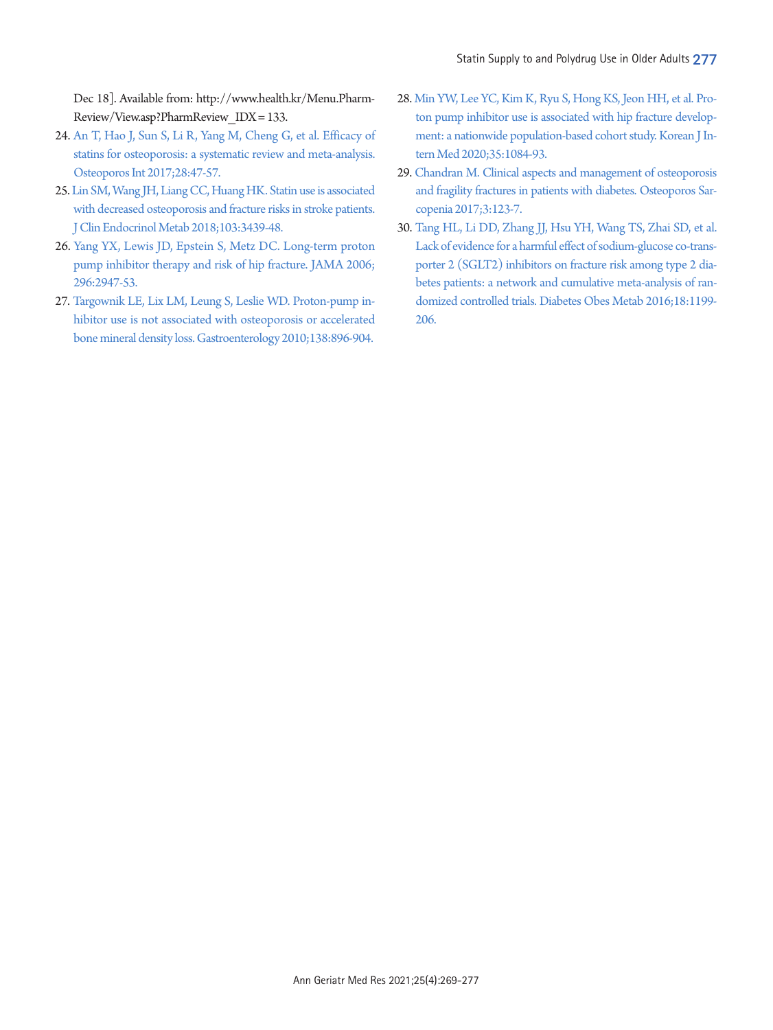Dec 18]. Available from: http://www.health.kr/Menu.PharmReview/View.asp?PharmReview_IDX=133.

24. An T, Hao J, Sun S, Li R, Yang M, Cheng G, et al. Efficacy of statins for osteoporosis: a systematic review and meta-analysis. Osteoporos Int 2017;28:47-57.
25. Lin SM, Wang JH, Liang CC, Huang HK. Statin use is associated with decreased osteoporosis and fracture risks in stroke patients. J Clin Endocrinol Metab 2018;103:3439-48.
26. Yang YX, Lewis JD, Epstein S, Metz DC. Long-term proton pump inhibitor therapy and risk of hip fracture. JAMA 2006;296:2947-53.
27. Targownik LE, Lix LM, Leung S, Leslie WD. Proton-pump inhibitor use is not associated with osteoporosis or accelerated bone mineral density loss. Gastroenterology 2010;138:896-904.
28. Min YW, Lee YC, Kim K, Ryu S, Hong KS, Jeon HH, et al. Proton pump inhibitor use is associated with hip fracture development: a nationwide population-based cohort study. Korean J Intern Med 2020;35:1084-93.
29. Chandran M. Clinical aspects and management of osteoporosis and fragility fractures in patients with diabetes. Osteoporos Sarcopenia 2017;3:123-7.
30. Tang HL, Li DD, Zhang JJ, Hsu YH, Wang TS, Zhai SD, et al. Lack of evidence for a harmful effect of sodium-glucose co-transporter 2 (SGLT2) inhibitors on fracture risk among type 2 diabetes patients: a network and cumulative meta-analysis of randomized controlled trials. Diabetes Obes Metab 2016;18:1199-206.